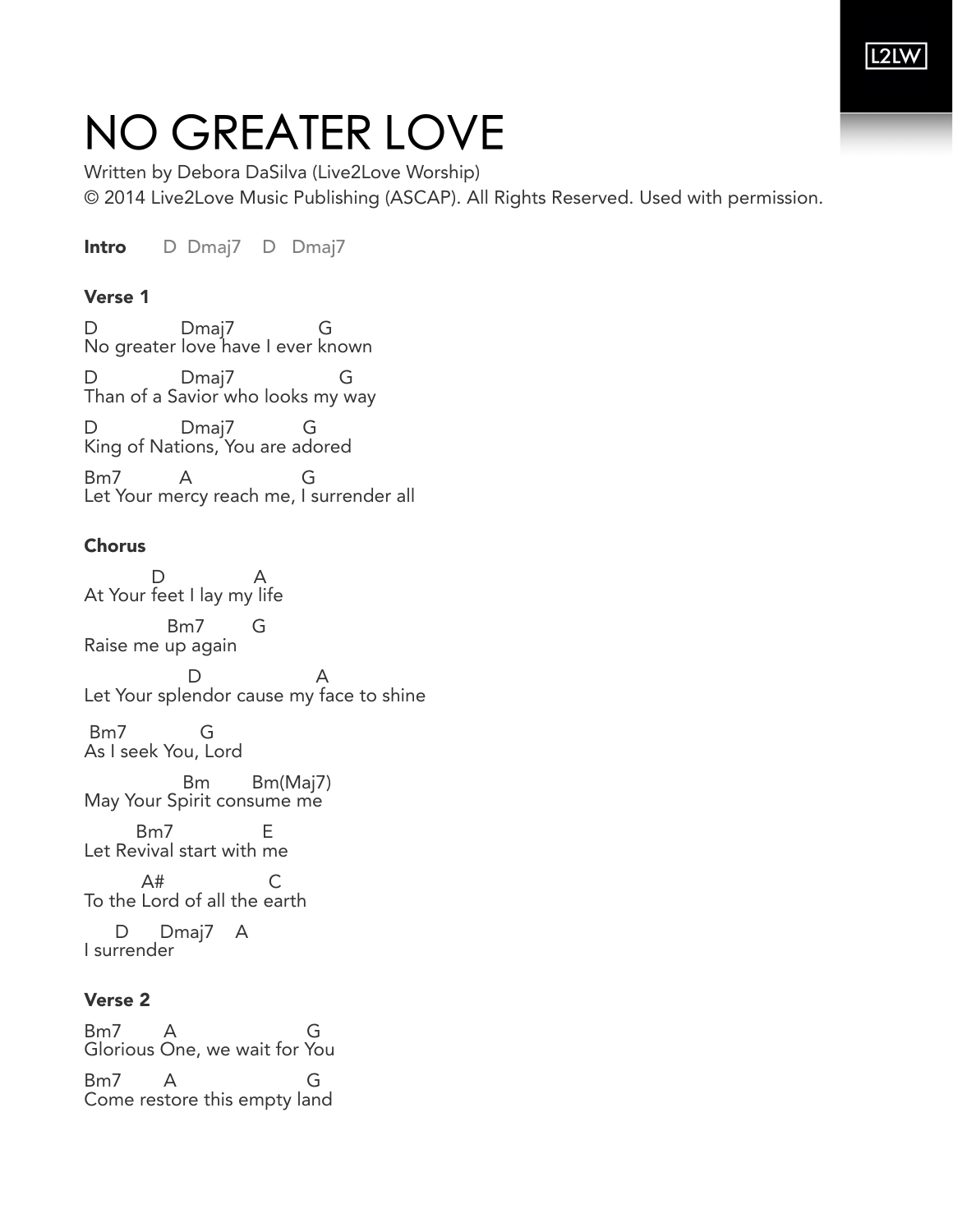# NO GREATER LOVE

Written by Debora DaSilva (Live2Love Worship)

© 2014 Live2Love Music Publishing (ASCAP). All Rights Reserved. Used with permission.

**Intro** D Dmaj7 D Dmaj7

### Verse 1

```
D            Dmaj7           G
No greater love have I ever known

D            Dmaj7             G
Than of a Savior who looks my way

D            Dmaj7         G
King of Nations, You are adored

Bm7        A             G
Let Your mercy reach me, I surrender all
```

### Chorus

```
         D            A
At Your feet I lay my life

           Bm7      G
Raise me up again

              D                A
Let Your splendor cause my face to shine

 Bm7         G
As I seek You, Lord

             Bm       Bm(Maj7)
May Your Spirit consume me

      Bm7            E
Let Revival start with me

        A#             C
To the Lord of all the earth

    D     Dmaj7   A
I surrender
```

### Verse 2

```
Bm7      A               G
Glorious One, we wait for You

Bm7      A               G
Come restore this empty land
```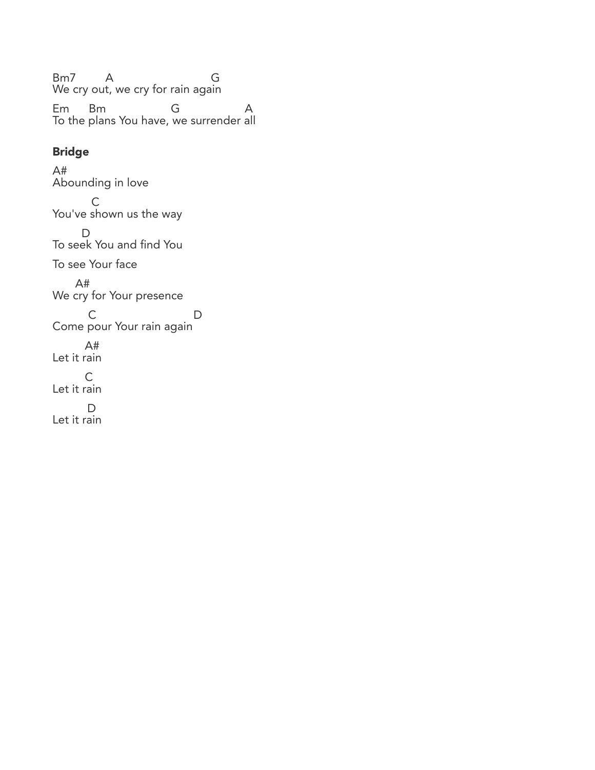```
Bm7       A                        G
We cry out, we cry for rain again

Em      Bm               G              A
To the plans You have, we surrender all
```

**Bridge**

```
A#
Abounding in love

         C
You've shown us the way

      D
To seek You and find You

To see Your face

     A#
We cry for Your presence

        C                      D
Come pour Your rain again

      A#
Let it rain

      C
Let it rain

       D
Let it rain
```